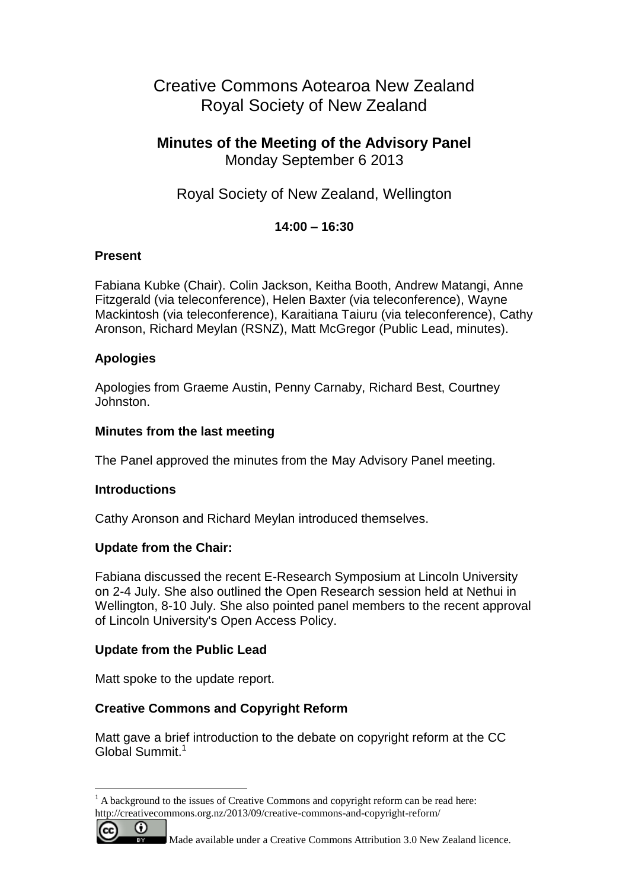# Creative Commons Aotearoa New Zealand
# Royal Society of New Zealand

## Minutes of the Meeting of the Advisory Panel

Monday September 6 2013

Royal Society of New Zealand, Wellington

**14:00 – 16:30**

### Present

Fabiana Kubke (Chair). Colin Jackson, Keitha Booth, Andrew Matangi, Anne Fitzgerald (via teleconference), Helen Baxter (via teleconference), Wayne Mackintosh (via teleconference), Karaitiana Taiuru (via teleconference), Cathy Aronson, Richard Meylan (RSNZ), Matt McGregor (Public Lead, minutes).

### Apologies

Apologies from Graeme Austin, Penny Carnaby, Richard Best, Courtney Johnston.

### Minutes from the last meeting

The Panel approved the minutes from the May Advisory Panel meeting.

### Introductions

Cathy Aronson and Richard Meylan introduced themselves.

### Update from the Chair:

Fabiana discussed the recent E-Research Symposium at Lincoln University on 2-4 July. She also outlined the Open Research session held at Nethui in Wellington, 8-10 July. She also pointed panel members to the recent approval of Lincoln University's Open Access Policy.

### Update from the Public Lead

Matt spoke to the update report.

### Creative Commons and Copyright Reform

Matt gave a brief introduction to the debate on copyright reform at the CC Global Summit.[1]

[1] A background to the issues of Creative Commons and copyright reform can be read here: http://creativecommons.org.nz/2013/09/creative-commons-and-copyright-reform/

Made available under a Creative Commons Attribution 3.0 New Zealand licence.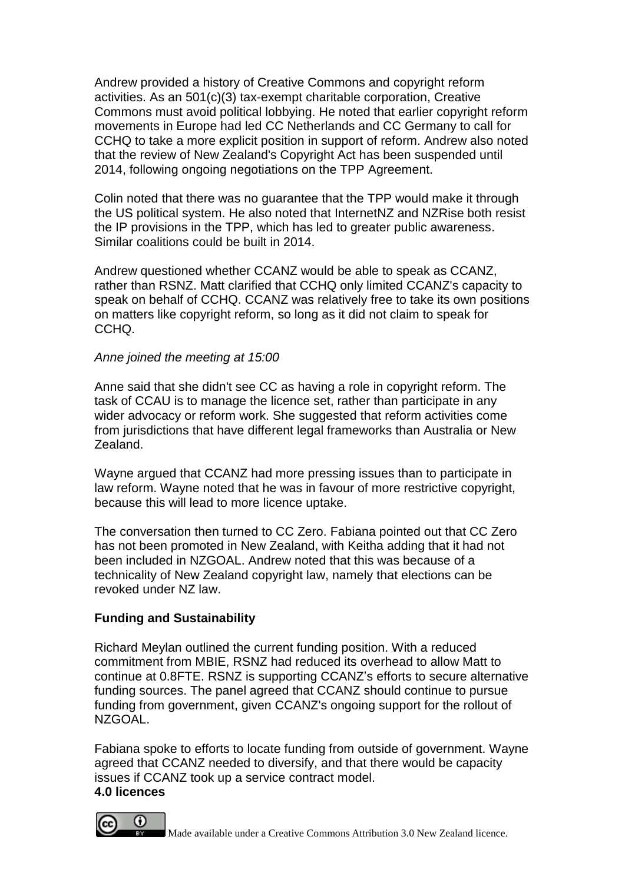Andrew provided a history of Creative Commons and copyright reform activities. As an 501(c)(3) tax-exempt charitable corporation, Creative Commons must avoid political lobbying. He noted that earlier copyright reform movements in Europe had led CC Netherlands and CC Germany to call for CCHQ to take a more explicit position in support of reform. Andrew also noted that the review of New Zealand's Copyright Act has been suspended until 2014, following ongoing negotiations on the TPP Agreement.

Colin noted that there was no guarantee that the TPP would make it through the US political system. He also noted that InternetNZ and NZRise both resist the IP provisions in the TPP, which has led to greater public awareness. Similar coalitions could be built in 2014.

Andrew questioned whether CCANZ would be able to speak as CCANZ, rather than RSNZ. Matt clarified that CCHQ only limited CCANZ's capacity to speak on behalf of CCHQ. CCANZ was relatively free to take its own positions on matters like copyright reform, so long as it did not claim to speak for CCHQ.

*Anne joined the meeting at 15:00*

Anne said that she didn't see CC as having a role in copyright reform. The task of CCAU is to manage the licence set, rather than participate in any wider advocacy or reform work. She suggested that reform activities come from jurisdictions that have different legal frameworks than Australia or New Zealand.

Wayne argued that CCANZ had more pressing issues than to participate in law reform. Wayne noted that he was in favour of more restrictive copyright, because this will lead to more licence uptake.

The conversation then turned to CC Zero. Fabiana pointed out that CC Zero has not been promoted in New Zealand, with Keitha adding that it had not been included in NZGOAL. Andrew noted that this was because of a technicality of New Zealand copyright law, namely that elections can be revoked under NZ law.

**Funding and Sustainability**

Richard Meylan outlined the current funding position. With a reduced commitment from MBIE, RSNZ had reduced its overhead to allow Matt to continue at 0.8FTE. RSNZ is supporting CCANZ's efforts to secure alternative funding sources. The panel agreed that CCANZ should continue to pursue funding from government, given CCANZ's ongoing support for the rollout of NZGOAL.

Fabiana spoke to efforts to locate funding from outside of government. Wayne agreed that CCANZ needed to diversify, and that there would be capacity issues if CCANZ took up a service contract model.

**4.0 licences**

Made available under a Creative Commons Attribution 3.0 New Zealand licence.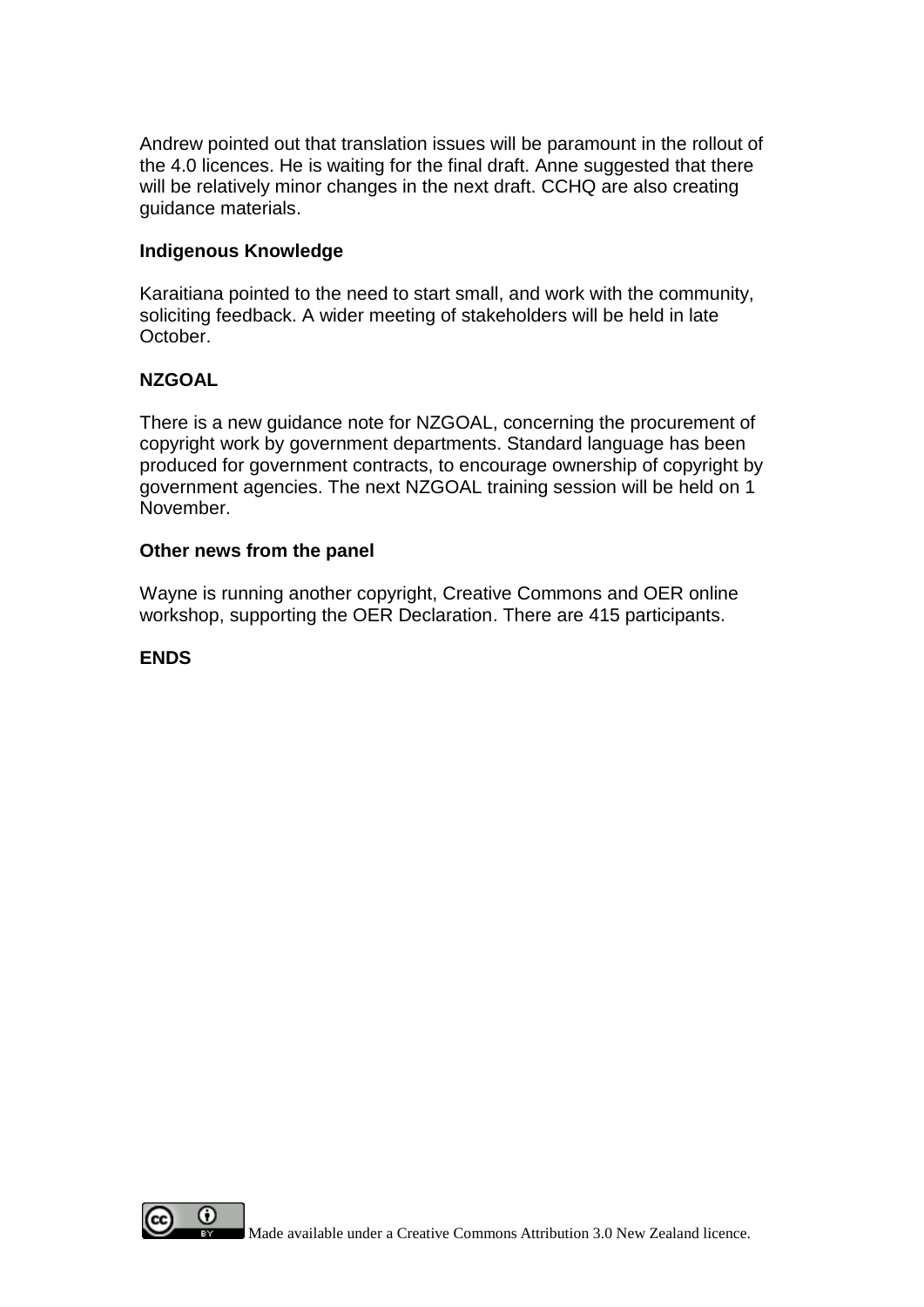Andrew pointed out that translation issues will be paramount in the rollout of the 4.0 licences. He is waiting for the final draft. Anne suggested that there will be relatively minor changes in the next draft. CCHQ are also creating guidance materials.

**Indigenous Knowledge**

Karaitiana pointed to the need to start small, and work with the community, soliciting feedback. A wider meeting of stakeholders will be held in late October.

**NZGOAL**

There is a new guidance note for NZGOAL, concerning the procurement of copyright work by government departments. Standard language has been produced for government contracts, to encourage ownership of copyright by government agencies. The next NZGOAL training session will be held on 1 November.

**Other news from the panel**

Wayne is running another copyright, Creative Commons and OER online workshop, supporting the OER Declaration. There are 415 participants.

**ENDS**

Made available under a Creative Commons Attribution 3.0 New Zealand licence.